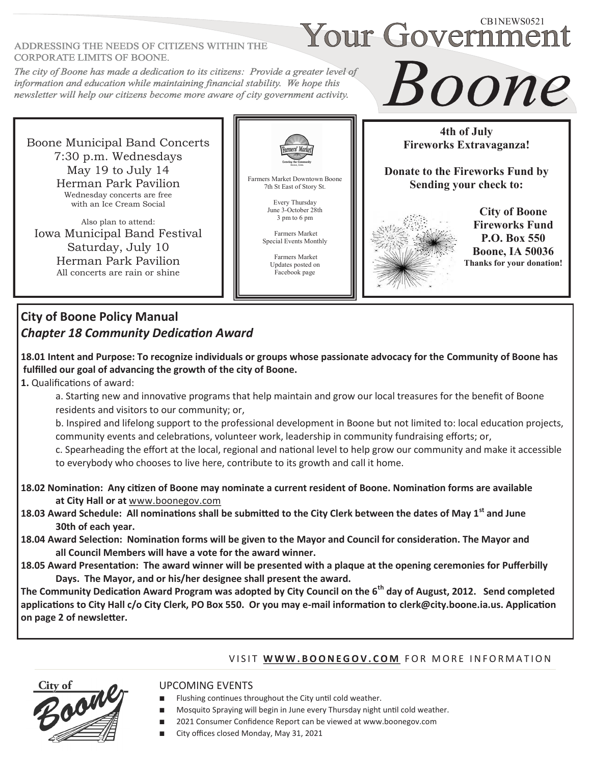# Your Government Boone

CB1NEWS0521

ADDRESSING THE NEEDS OF CITIZENS WITHIN THE CORPORATE LIMITS OF BOONE.

*The city of Boone has made a dedication to its citizens: Provide a greater level of information and education while maintaining financial stability. We hope this newsletter will help our citizens become more aware of city government activity.*

Boone Municipal Band Concerts
7:30 p.m. Wednesdays
May 19 to July 14
Herman Park Pavilion
Wednesday concerts are free with an Ice Cream Social

Also plan to attend:
Iowa Municipal Band Festival
Saturday, July 10
Herman Park Pavilion
All concerts are rain or shine

Farmers' Market
Growing the Community
Boone, Iowa

Farmers Market Downtown Boone
7th St East of Story St.

Every Thursday
June 3-October 28th
3 pm to 6 pm

Farmers Market
Special Events Monthly

Farmers Market
Updates posted on
Facebook page

**4th of July**
**Fireworks Extravaganza!**

**Donate to the Fireworks Fund by Sending your check to:**

**City of Boone**
**Fireworks Fund**
**P.O. Box 550**
**Boone, IA 50036**
**Thanks for your donation!**

## City of Boone Policy Manual
### *Chapter 18 Community Dedication Award*

**18.01 Intent and Purpose: To recognize individuals or groups whose passionate advocacy for the Community of Boone has fulfilled our goal of advancing the growth of the city of Boone.**

**1.** Qualifications of award:

a. Starting new and innovative programs that help maintain and grow our local treasures for the benefit of Boone residents and visitors to our community; or,

b. Inspired and lifelong support to the professional development in Boone but not limited to: local education projects, community events and celebrations, volunteer work, leadership in community fundraising efforts; or,

c. Spearheading the effort at the local, regional and national level to help grow our community and make it accessible to everybody who chooses to live here, contribute to its growth and call it home.

**18.02 Nomination: Any citizen of Boone may nominate a current resident of Boone. Nomination forms are available at City Hall or at** www.boonegov.com

**18.03 Award Schedule: All nominations shall be submitted to the City Clerk between the dates of May 1st and June 30th of each year.**

**18.04 Award Selection: Nomination forms will be given to the Mayor and Council for consideration. The Mayor and all Council Members will have a vote for the award winner.**

**18.05 Award Presentation: The award winner will be presented with a plaque at the opening ceremonies for Pufferbilly Days. The Mayor, and or his/her designee shall present the award.**

**The Community Dedication Award Program was adopted by City Council on the 6th day of August, 2012. Send completed applications to City Hall c/o City Clerk, PO Box 550. Or you may e-mail information to clerk@city.boone.ia.us. Application on page 2 of newsletter.**

VISIT **WWW.BOONEGOV.COM** FOR MORE INFORMATION

City of Boone

## UPCOMING EVENTS

- Flushing continues throughout the City until cold weather.
- Mosquito Spraying will begin in June every Thursday night until cold weather.
- 2021 Consumer Confidence Report can be viewed at www.boonegov.com
- City offices closed Monday, May 31, 2021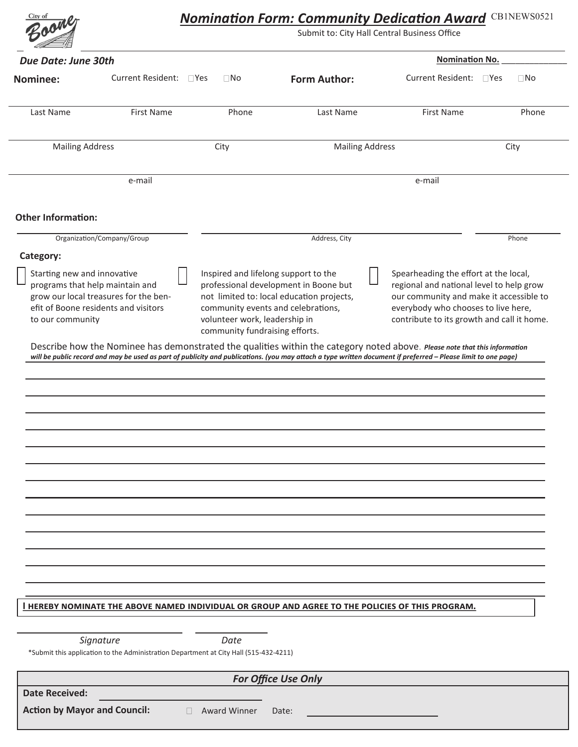City of Boone

# *Nomination Form: Community Dedication Award* CB1NEWS0521

Submit to: City Hall Central Business Office

***Due Date: June 30th***

**Nomination No.** ______________

**Nominee:** Current Resident: ☐Yes ☐No

Last Name | First Name | Phone

Mailing Address | City

e-mail

**Form Author:** Current Resident: ☐Yes ☐No

Last Name | First Name | Phone

Mailing Address | City

e-mail

**Other Information:**

Organization/Company/Group | Address, City | Phone

**Category:**

☐ Starting new and innovative programs that help maintain and grow our local treasures for the benefit of Boone residents and visitors to our community

☐ Inspired and lifelong support to the professional development in Boone but not limited to: local education projects, community events and celebrations, volunteer work, leadership in community fundraising efforts.

☐ Spearheading the effort at the local, regional and national level to help grow our community and make it accessible to everybody who chooses to live here, contribute to its growth and call it home.

Describe how the Nominee has demonstrated the qualities within the category noted above. ***Please note that this information will be public record and may be used as part of publicity and publications. (you may attach a type written document if preferred – Please limit to one page)***

**I HEREBY NOMINATE THE ABOVE NAMED INDIVIDUAL OR GROUP AND AGREE TO THE POLICIES OF THIS PROGRAM.**

*Signature* | *Date*

*Submit this application to the Administration Department at City Hall (515-432-4211)

***For Office Use Only***

**Date Received:** ____________________

**Action by Mayor and Council:** ☐ Award Winner Date: ____________________